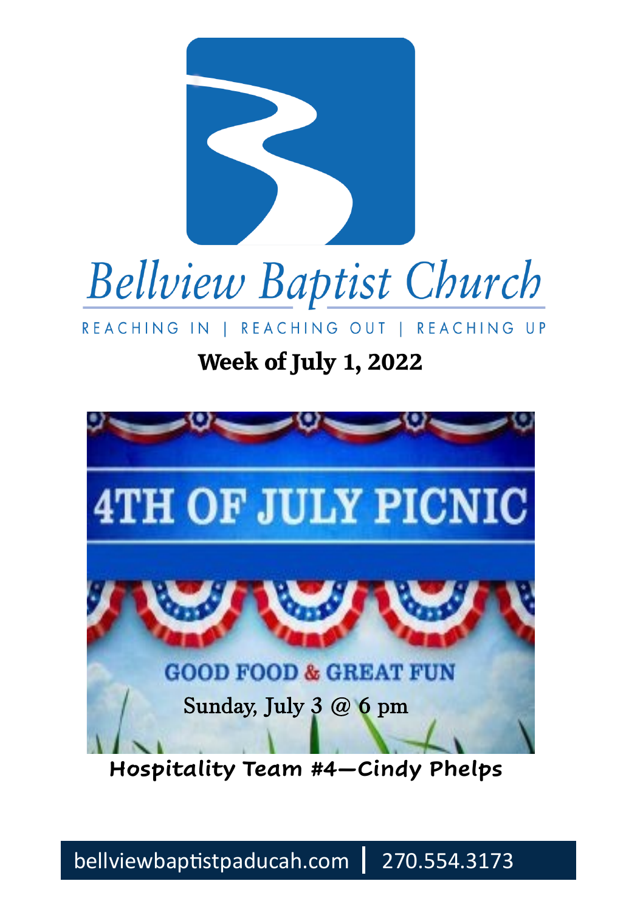# Bellview Baptist Church

REACHING IN | REACHING OUT | REACHING UP

## Week of July 1, 2022

# 4TH OF JULY PICNIC

**GOOD FOOD & GREAT FUN**

Sunday, July 3 @ 6 pm

**Hospitality Team #4—Cindy Phelps**

bellviewbaptistpaducah.com | 270.554.3173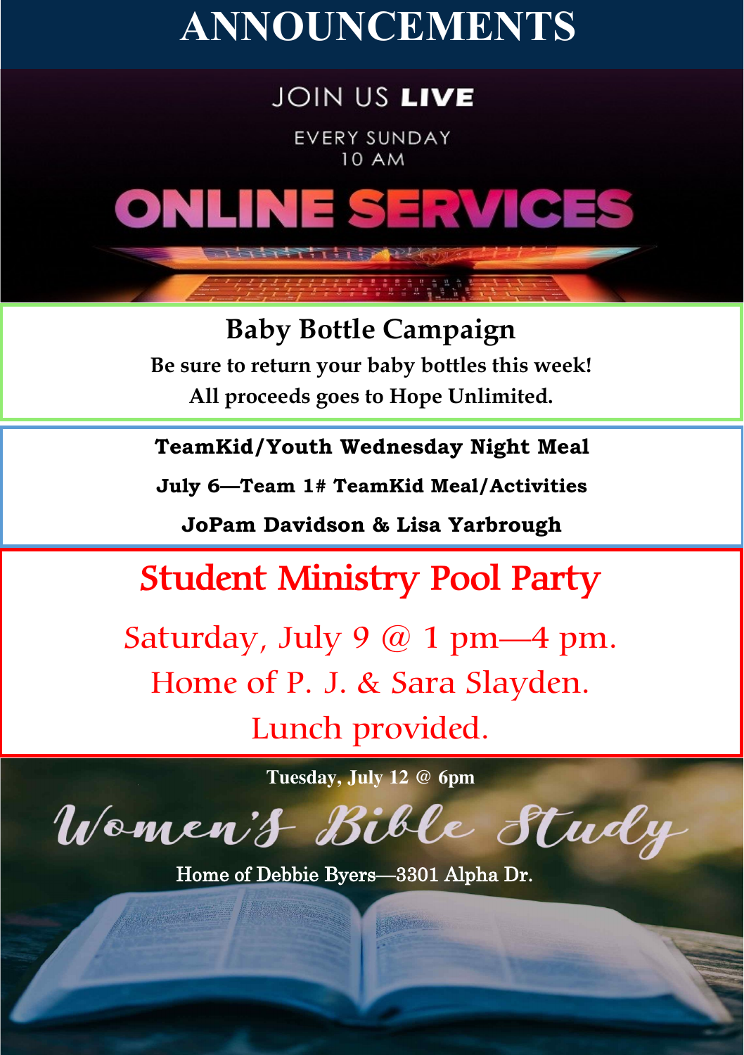# ANNOUNCEMENTS

JOIN US **LIVE**

EVERY SUNDAY
10 AM

**ONLINE SERVICES**

## Baby Bottle Campaign

**Be sure to return your baby bottles this week!**
**All proceeds goes to Hope Unlimited.**

**TeamKid/Youth Wednesday Night Meal**

**July 6—Team 1# TeamKid Meal/Activities**

**JoPam Davidson & Lisa Yarbrough**

## Student Ministry Pool Party

Saturday, July 9 @ 1 pm—4 pm.
Home of P. J. & Sara Slayden.
Lunch provided.

**Tuesday, July 12 @ 6pm**

## Women's Bible Study

Home of Debbie Byers—3301 Alpha Dr.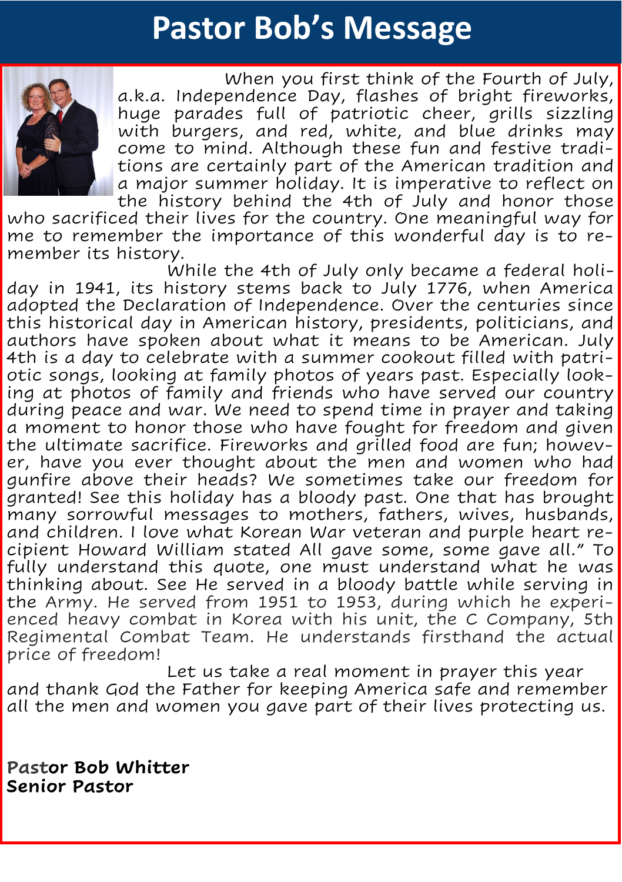# Pastor Bob's Message

When you first think of the Fourth of July, a.k.a. Independence Day, flashes of bright fireworks, huge parades full of patriotic cheer, grills sizzling with burgers, and red, white, and blue drinks may come to mind. Although these fun and festive traditions are certainly part of the American tradition and a major summer holiday. It is imperative to reflect on the history behind the 4th of July and honor those who sacrificed their lives for the country. One meaningful way for me to remember the importance of this wonderful day is to remember its history.

While the 4th of July only became a federal holiday in 1941, its history stems back to July 1776, when America adopted the Declaration of Independence. Over the centuries since this historical day in American history, presidents, politicians, and authors have spoken about what it means to be American. July 4th is a day to celebrate with a summer cookout filled with patriotic songs, looking at family photos of years past. Especially looking at photos of family and friends who have served our country during peace and war. We need to spend time in prayer and taking a moment to honor those who have fought for freedom and given the ultimate sacrifice. Fireworks and grilled food are fun; however, have you ever thought about the men and women who had gunfire above their heads? We sometimes take our freedom for granted! See this holiday has a bloody past. One that has brought many sorrowful messages to mothers, fathers, wives, husbands, and children. I love what Korean War veteran and purple heart recipient Howard William stated All gave some, some gave all." To fully understand this quote, one must understand what he was thinking about. See He served in a bloody battle while serving in the Army. He served from 1951 to 1953, during which he experienced heavy combat in Korea with his unit, the C Company, 5th Regimental Combat Team. He understands firsthand the actual price of freedom!

Let us take a real moment in prayer this year and thank God the Father for keeping America safe and remember all the men and women you gave part of their lives protecting us.

**Pastor Bob Whitter**
**Senior Pastor**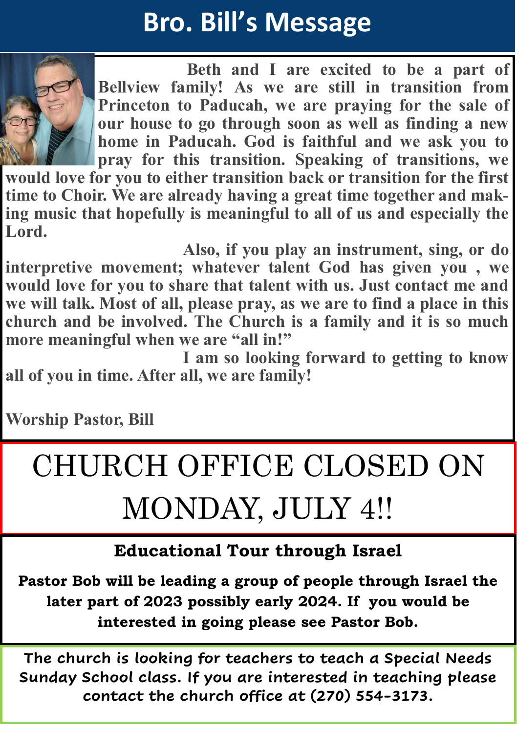# Bro. Bill's Message

Beth and I are excited to be a part of Bellview family! As we are still in transition from Princeton to Paducah, we are praying for the sale of our house to go through soon as well as finding a new home in Paducah. God is faithful and we ask you to pray for this transition. Speaking of transitions, we would love for you to either transition back or transition for the first time to Choir. We are already having a great time together and making music that hopefully is meaningful to all of us and especially the Lord.

Also, if you play an instrument, sing, or do interpretive movement; whatever talent God has given you , we would love for you to share that talent with us. Just contact me and we will talk. Most of all, please pray, as we are to find a place in this church and be involved. The Church is a family and it is so much more meaningful when we are "all in!"

I am so looking forward to getting to know all of you in time. After all, we are family!

Worship Pastor, Bill

# CHURCH OFFICE CLOSED ON MONDAY, JULY 4!!

## Educational Tour through Israel

**Pastor Bob will be leading a group of people through Israel the later part of 2023 possibly early 2024. If you would be interested in going please see Pastor Bob.**

**The church is looking for teachers to teach a Special Needs Sunday School class. If you are interested in teaching please contact the church office at (270) 554-3173.**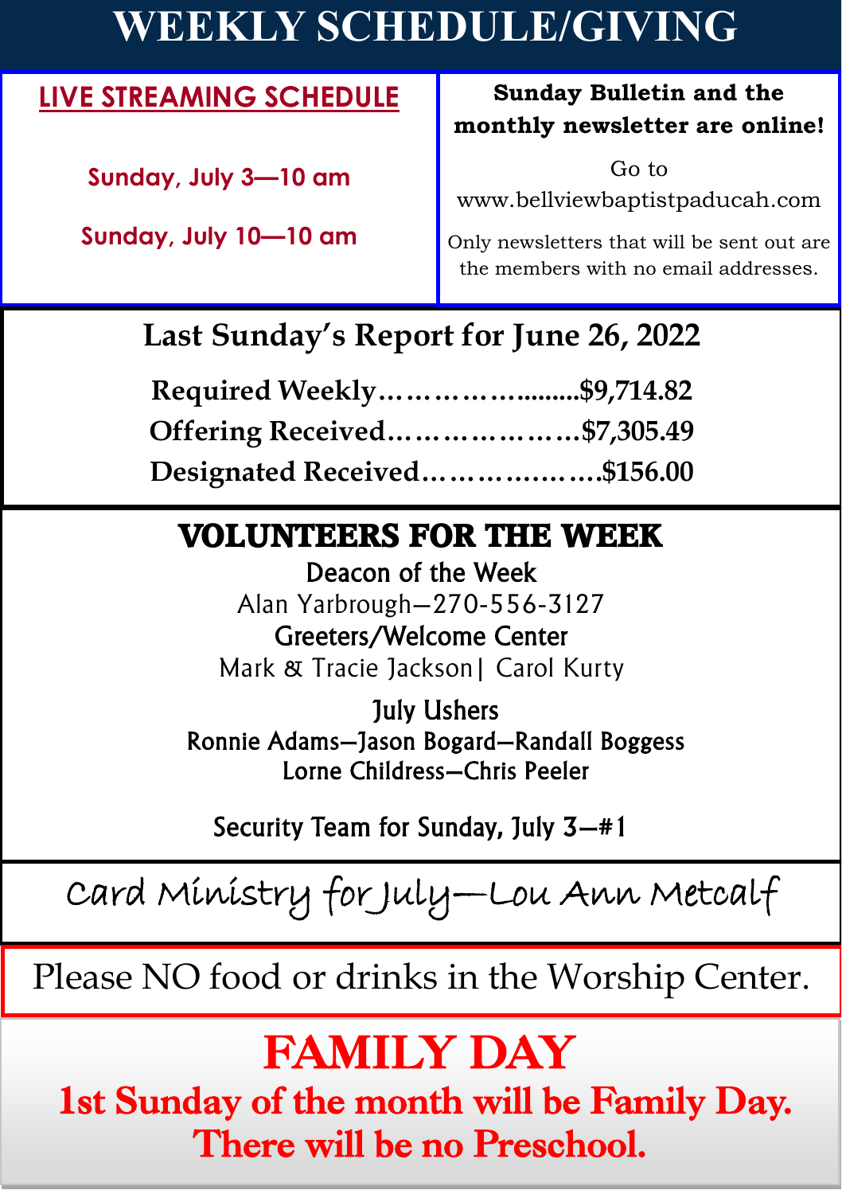# WEEKLY SCHEDULE/GIVING

## LIVE STREAMING SCHEDULE

**Sunday, July 3—10 am**

**Sunday, July 10—10 am**

**Sunday Bulletin and the monthly newsletter are online!**

Go to www.bellviewbaptistpaducah.com

Only newsletters that will be sent out are the members with no email addresses.

## Last Sunday's Report for June 26, 2022

**Required Weekly……………........$9,714.82**
**Offering Received…………………$7,305.49**
**Designated Received……………….$156.00**

## VOLUNTEERS FOR THE WEEK

Deacon of the Week
Alan Yarbrough—270-556-3127

Greeters/Welcome Center
Mark & Tracie Jackson| Carol Kurty

July Ushers
Ronnie Adams—Jason Bogard—Randall Boggess
Lorne Childress—Chris Peeler

Security Team for Sunday, July 3—#1

Card Ministry for July—Lou Ann Metcalf

Please NO food or drinks in the Worship Center.

## FAMILY DAY

**1st Sunday of the month will be Family Day. There will be no Preschool.**